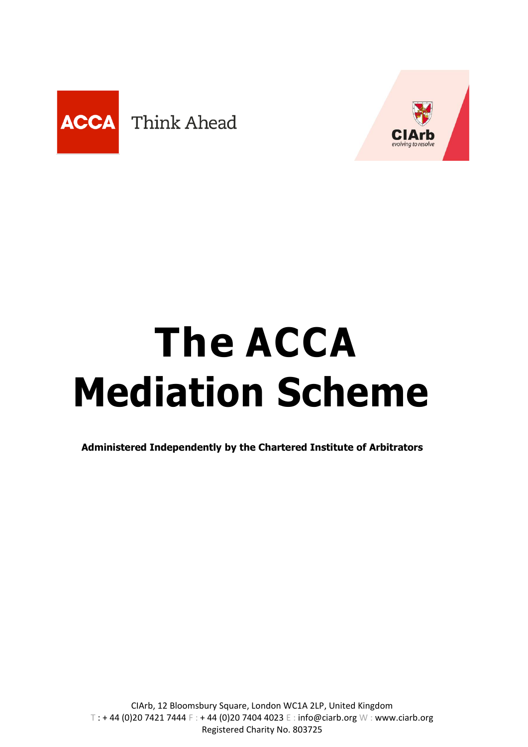ACCA Think Ahead

CIArb evolving to resolve

# The ACCA Mediation Scheme

**Administered Independently by the Chartered Institute of Arbitrators**

CIArb, 12 Bloomsbury Square, London WC1A 2LP, United Kingdom
T : + 44 (0)20 7421 7444 F : + 44 (0)20 7404 4023 E : info@ciarb.org W : www.ciarb.org
Registered Charity No. 803725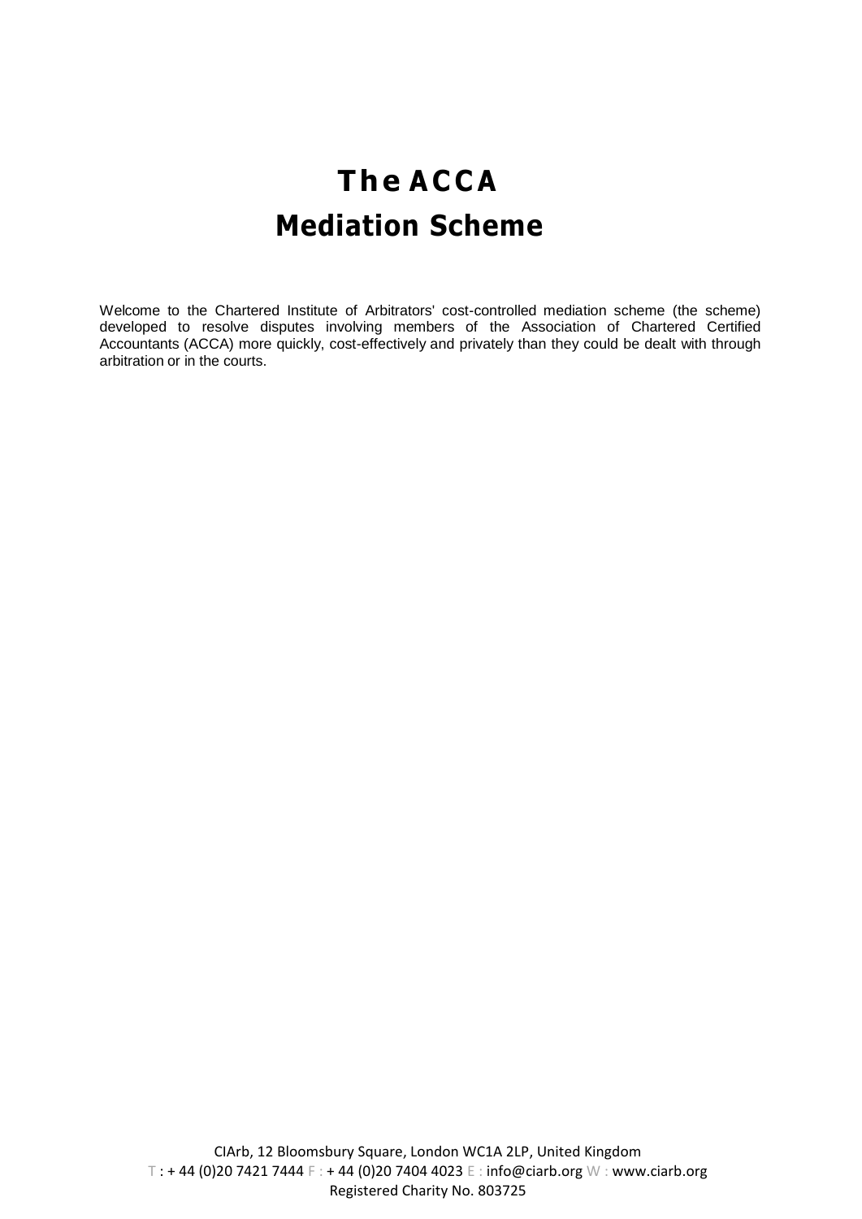# The ACCA Mediation Scheme

Welcome to the Chartered Institute of Arbitrators' cost-controlled mediation scheme (the scheme) developed to resolve disputes involving members of the Association of Chartered Certified Accountants (ACCA) more quickly, cost-effectively and privately than they could be dealt with through arbitration or in the courts.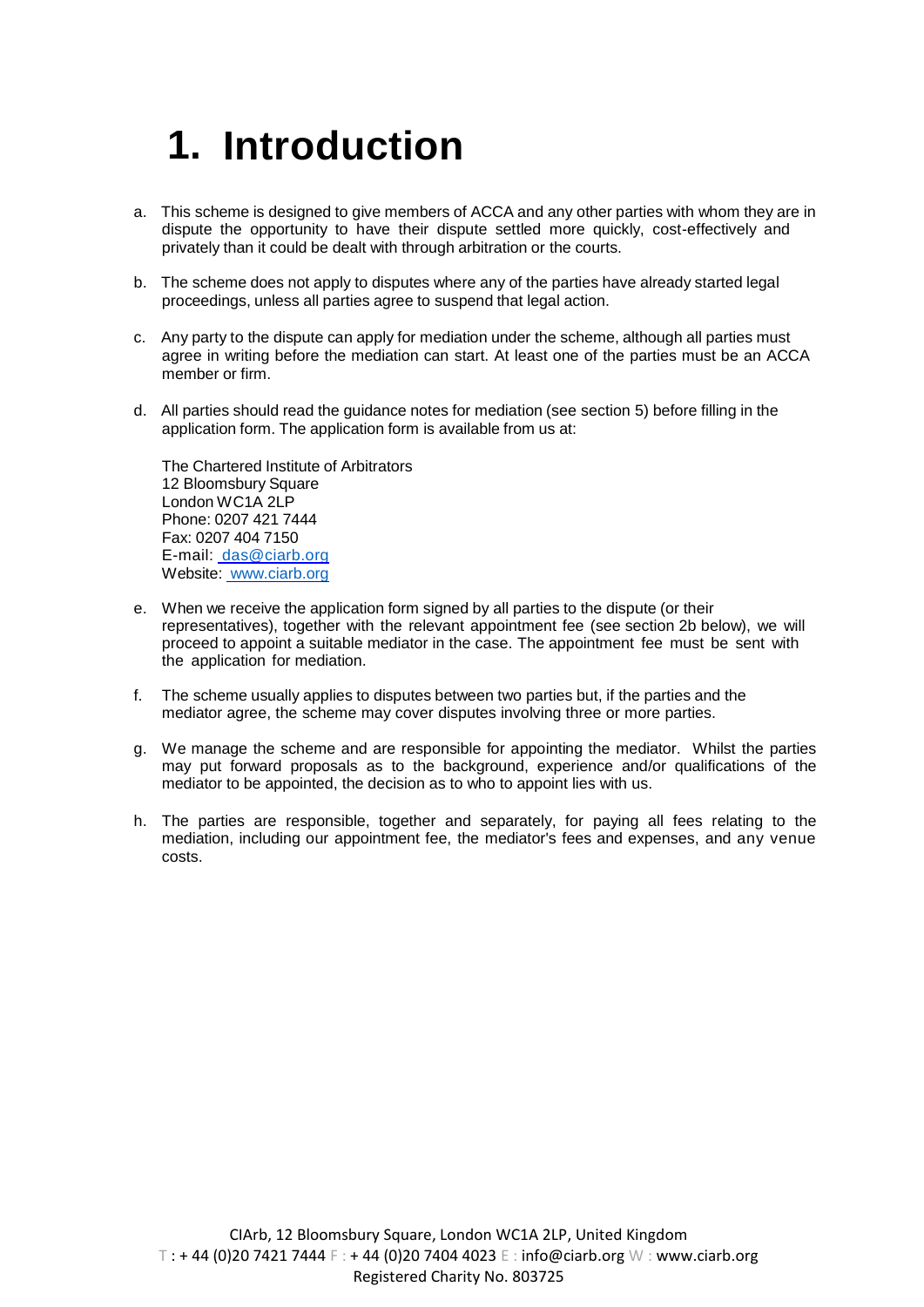# 1. Introduction

a. This scheme is designed to give members of ACCA and any other parties with whom they are in dispute the opportunity to have their dispute settled more quickly, cost-effectively and privately than it could be dealt with through arbitration or the courts.

b. The scheme does not apply to disputes where any of the parties have already started legal proceedings, unless all parties agree to suspend that legal action.

c. Any party to the dispute can apply for mediation under the scheme, although all parties must agree in writing before the mediation can start. At least one of the parties must be an ACCA member or firm.

d. All parties should read the guidance notes for mediation (see section 5) before filling in the application form. The application form is available from us at:

   The Chartered Institute of Arbitrators
   12 Bloomsbury Square
   London WC1A 2LP
   Phone: 0207 421 7444
   Fax: 0207 404 7150
   E-mail: das@ciarb.org
   Website: www.ciarb.org

e. When we receive the application form signed by all parties to the dispute (or their representatives), together with the relevant appointment fee (see section 2b below), we will proceed to appoint a suitable mediator in the case. The appointment fee must be sent with the application for mediation.

f. The scheme usually applies to disputes between two parties but, if the parties and the mediator agree, the scheme may cover disputes involving three or more parties.

g. We manage the scheme and are responsible for appointing the mediator. Whilst the parties may put forward proposals as to the background, experience and/or qualifications of the mediator to be appointed, the decision as to who to appoint lies with us.

h. The parties are responsible, together and separately, for paying all fees relating to the mediation, including our appointment fee, the mediator's fees and expenses, and any venue costs.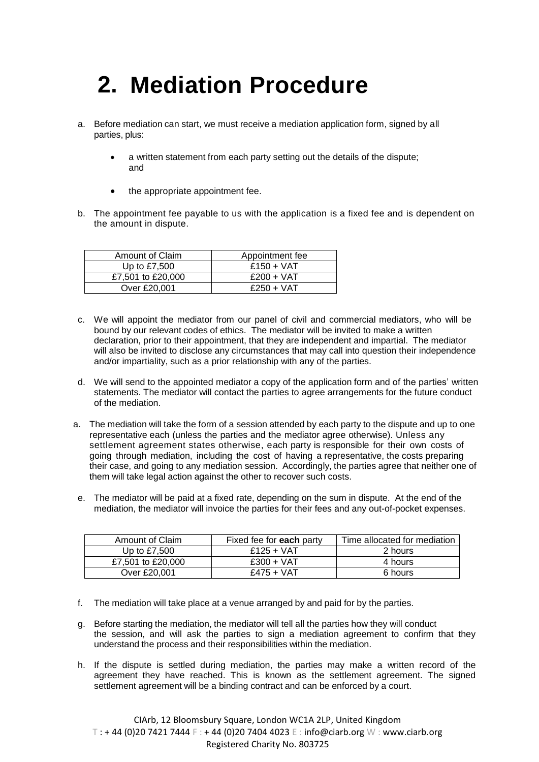# 2. Mediation Procedure

a. Before mediation can start, we must receive a mediation application form, signed by all parties, plus:

- a written statement from each party setting out the details of the dispute; and
- the appropriate appointment fee.

b. The appointment fee payable to us with the application is a fixed fee and is dependent on the amount in dispute.

| Amount of Claim | Appointment fee |
|---|---|
| Up to £7,500 | £150 + VAT |
| £7,501 to £20,000 | £200 + VAT |
| Over £20,001 | £250 + VAT |

c. We will appoint the mediator from our panel of civil and commercial mediators, who will be bound by our relevant codes of ethics. The mediator will be invited to make a written declaration, prior to their appointment, that they are independent and impartial. The mediator will also be invited to disclose any circumstances that may call into question their independence and/or impartiality, such as a prior relationship with any of the parties.

d. We will send to the appointed mediator a copy of the application form and of the parties' written statements. The mediator will contact the parties to agree arrangements for the future conduct of the mediation.

a. The mediation will take the form of a session attended by each party to the dispute and up to one representative each (unless the parties and the mediator agree otherwise). Unless any settlement agreement states otherwise, each party is responsible for their own costs of going through mediation, including the cost of having a representative, the costs preparing their case, and going to any mediation session. Accordingly, the parties agree that neither one of them will take legal action against the other to recover such costs.

e. The mediator will be paid at a fixed rate, depending on the sum in dispute. At the end of the mediation, the mediator will invoice the parties for their fees and any out-of-pocket expenses.

| Amount of Claim | Fixed fee for **each** party | Time allocated for mediation |
|---|---|---|
| Up to £7,500 | £125 + VAT | 2 hours |
| £7,501 to £20,000 | £300 + VAT | 4 hours |
| Over £20,001 | £475 + VAT | 6 hours |

f. The mediation will take place at a venue arranged by and paid for by the parties.

g. Before starting the mediation, the mediator will tell all the parties how they will conduct the session, and will ask the parties to sign a mediation agreement to confirm that they understand the process and their responsibilities within the mediation.

h. If the dispute is settled during mediation, the parties may make a written record of the agreement they have reached. This is known as the settlement agreement. The signed settlement agreement will be a binding contract and can be enforced by a court.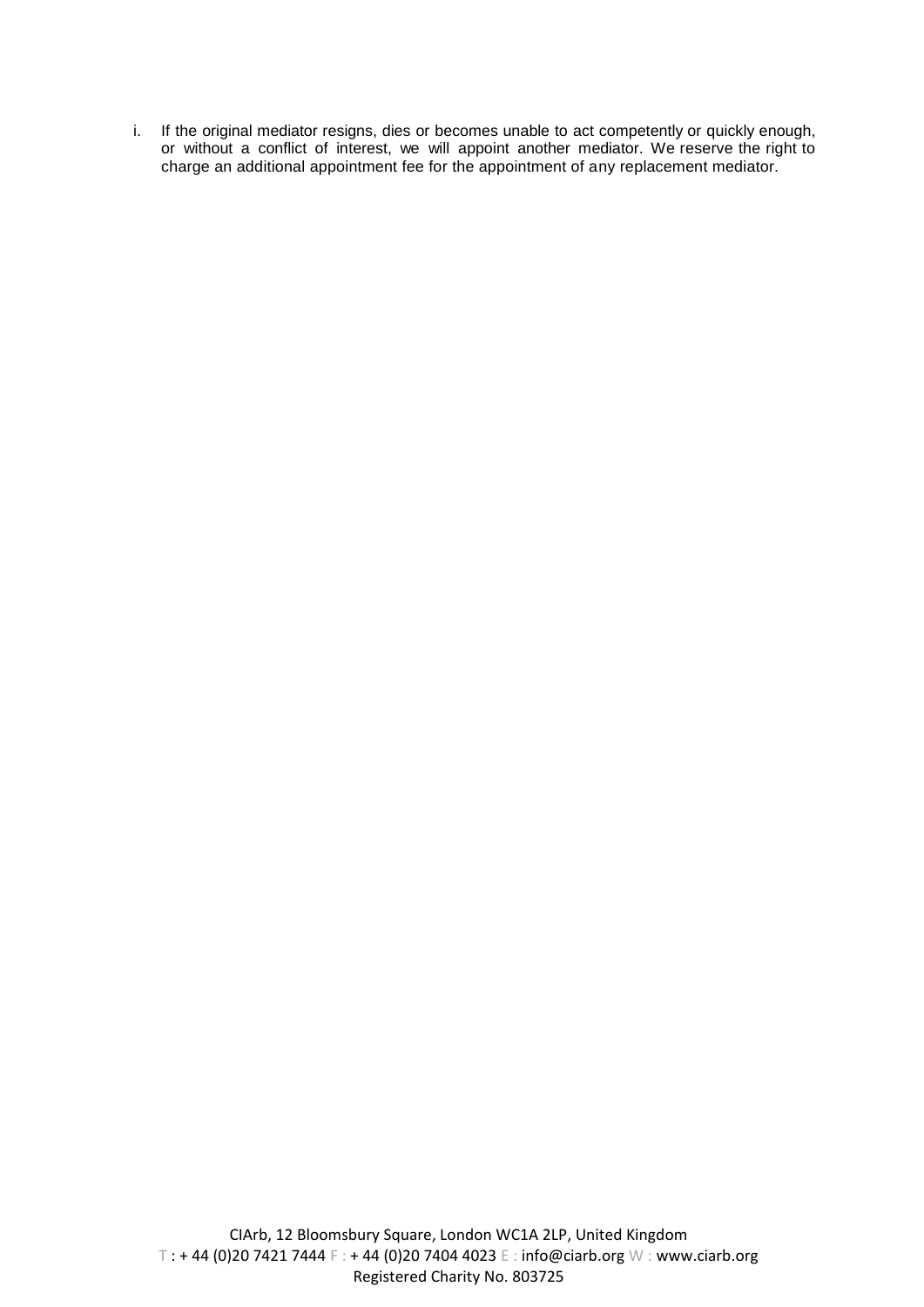i. If the original mediator resigns, dies or becomes unable to act competently or quickly enough, or without a conflict of interest, we will appoint another mediator. We reserve the right to charge an additional appointment fee for the appointment of any replacement mediator.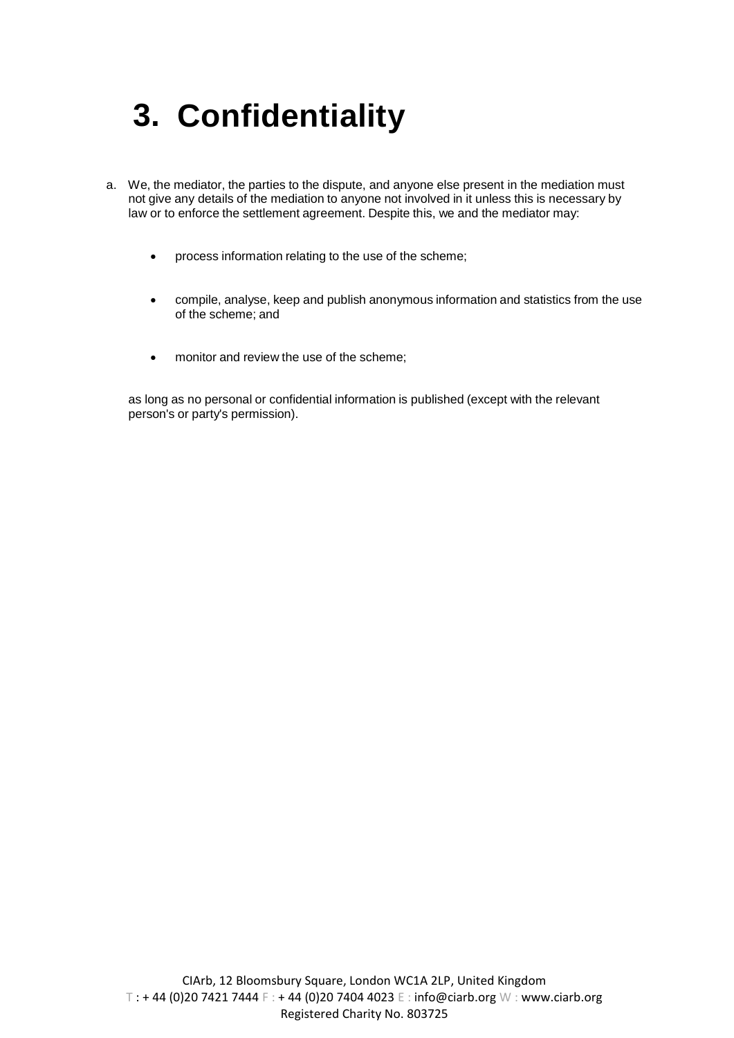# 3. Confidentiality

a. We, the mediator, the parties to the dispute, and anyone else present in the mediation must not give any details of the mediation to anyone not involved in it unless this is necessary by law or to enforce the settlement agreement. Despite this, we and the mediator may:

- process information relating to the use of the scheme;
- compile, analyse, keep and publish anonymous information and statistics from the use of the scheme; and
- monitor and review the use of the scheme;

as long as no personal or confidential information is published (except with the relevant person's or party's permission).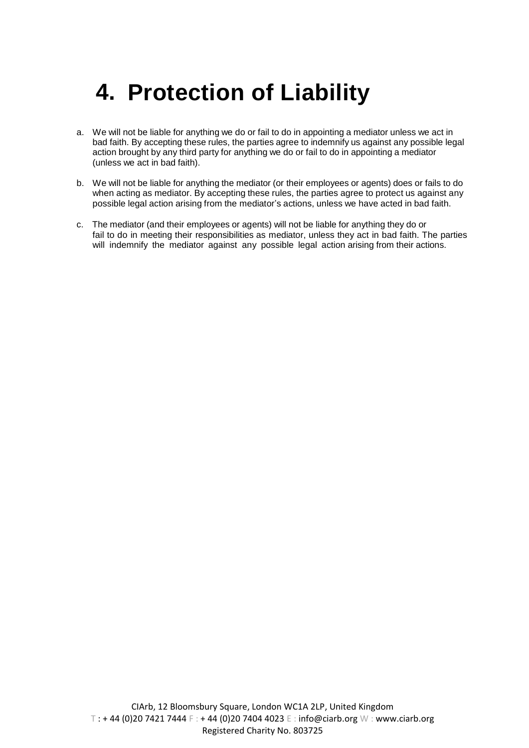# 4. Protection of Liability

a. We will not be liable for anything we do or fail to do in appointing a mediator unless we act in bad faith. By accepting these rules, the parties agree to indemnify us against any possible legal action brought by any third party for anything we do or fail to do in appointing a mediator (unless we act in bad faith).

b. We will not be liable for anything the mediator (or their employees or agents) does or fails to do when acting as mediator. By accepting these rules, the parties agree to protect us against any possible legal action arising from the mediator's actions, unless we have acted in bad faith.

c. The mediator (and their employees or agents) will not be liable for anything they do or fail to do in meeting their responsibilities as mediator, unless they act in bad faith. The parties will indemnify the mediator against any possible legal action arising from their actions.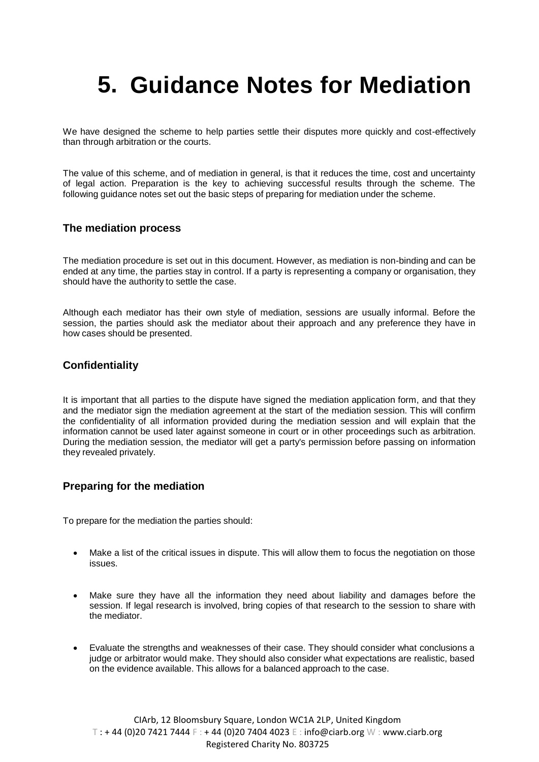# 5. Guidance Notes for Mediation

We have designed the scheme to help parties settle their disputes more quickly and cost-effectively than through arbitration or the courts.

The value of this scheme, and of mediation in general, is that it reduces the time, cost and uncertainty of legal action. Preparation is the key to achieving successful results through the scheme. The following guidance notes set out the basic steps of preparing for mediation under the scheme.

### The mediation process

The mediation procedure is set out in this document. However, as mediation is non-binding and can be ended at any time, the parties stay in control. If a party is representing a company or organisation, they should have the authority to settle the case.

Although each mediator has their own style of mediation, sessions are usually informal. Before the session, the parties should ask the mediator about their approach and any preference they have in how cases should be presented.

### Confidentiality

It is important that all parties to the dispute have signed the mediation application form, and that they and the mediator sign the mediation agreement at the start of the mediation session. This will confirm the confidentiality of all information provided during the mediation session and will explain that the information cannot be used later against someone in court or in other proceedings such as arbitration. During the mediation session, the mediator will get a party's permission before passing on information they revealed privately.

### Preparing for the mediation

To prepare for the mediation the parties should:

- Make a list of the critical issues in dispute. This will allow them to focus the negotiation on those issues.

- Make sure they have all the information they need about liability and damages before the session. If legal research is involved, bring copies of that research to the session to share with the mediator.

- Evaluate the strengths and weaknesses of their case. They should consider what conclusions a judge or arbitrator would make. They should also consider what expectations are realistic, based on the evidence available. This allows for a balanced approach to the case.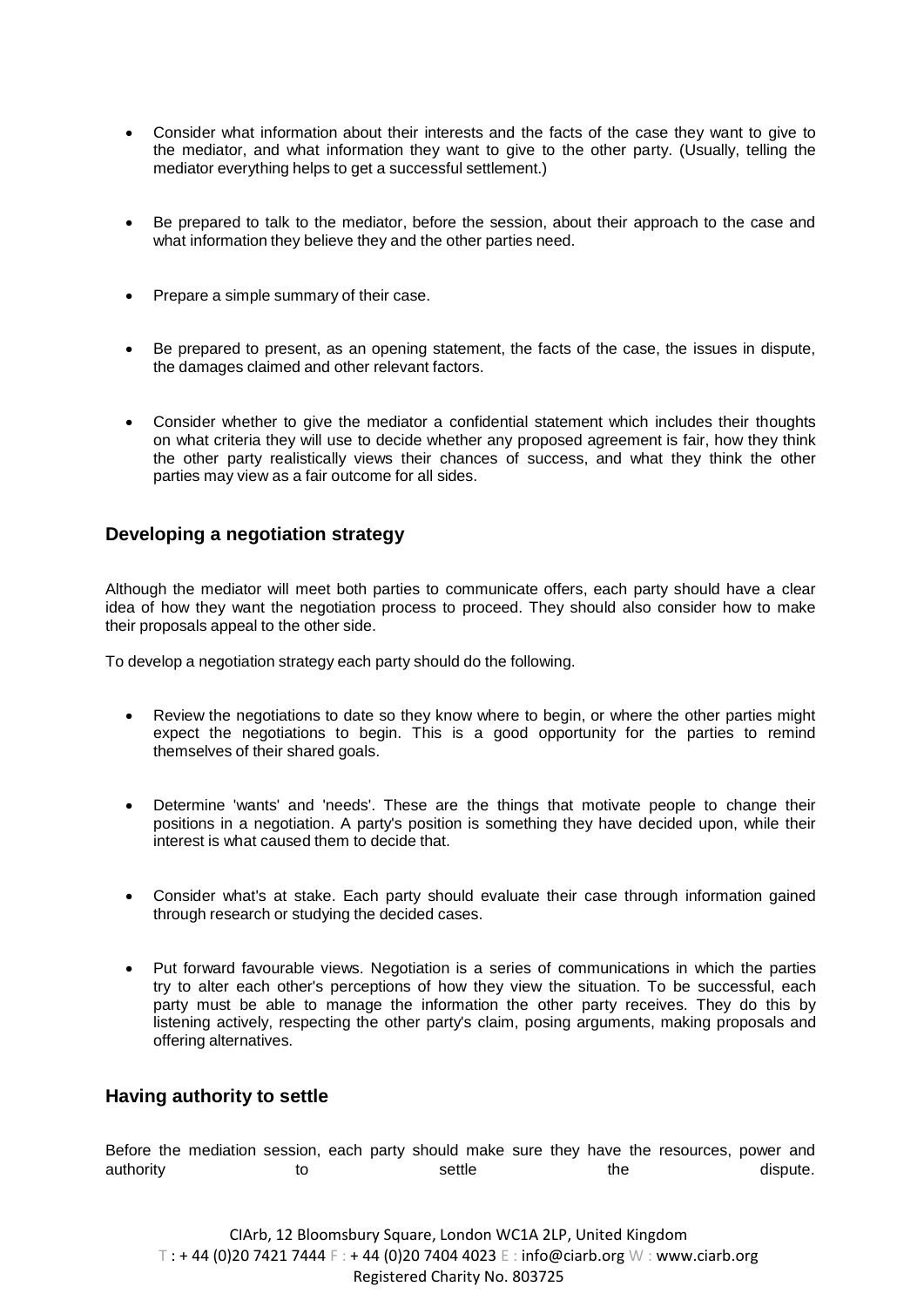- Consider what information about their interests and the facts of the case they want to give to the mediator, and what information they want to give to the other party. (Usually, telling the mediator everything helps to get a successful settlement.)

- Be prepared to talk to the mediator, before the session, about their approach to the case and what information they believe they and the other parties need.

- Prepare a simple summary of their case.

- Be prepared to present, as an opening statement, the facts of the case, the issues in dispute, the damages claimed and other relevant factors.

- Consider whether to give the mediator a confidential statement which includes their thoughts on what criteria they will use to decide whether any proposed agreement is fair, how they think the other party realistically views their chances of success, and what they think the other parties may view as a fair outcome for all sides.

## Developing a negotiation strategy

Although the mediator will meet both parties to communicate offers, each party should have a clear idea of how they want the negotiation process to proceed. They should also consider how to make their proposals appeal to the other side.

To develop a negotiation strategy each party should do the following.

- Review the negotiations to date so they know where to begin, or where the other parties might expect the negotiations to begin. This is a good opportunity for the parties to remind themselves of their shared goals.

- Determine 'wants' and 'needs'. These are the things that motivate people to change their positions in a negotiation. A party's position is something they have decided upon, while their interest is what caused them to decide that.

- Consider what's at stake. Each party should evaluate their case through information gained through research or studying the decided cases.

- Put forward favourable views. Negotiation is a series of communications in which the parties try to alter each other's perceptions of how they view the situation. To be successful, each party must be able to manage the information the other party receives. They do this by listening actively, respecting the other party's claim, posing arguments, making proposals and offering alternatives.

## Having authority to settle

Before the mediation session, each party should make sure they have the resources, power and authority to settle the dispute.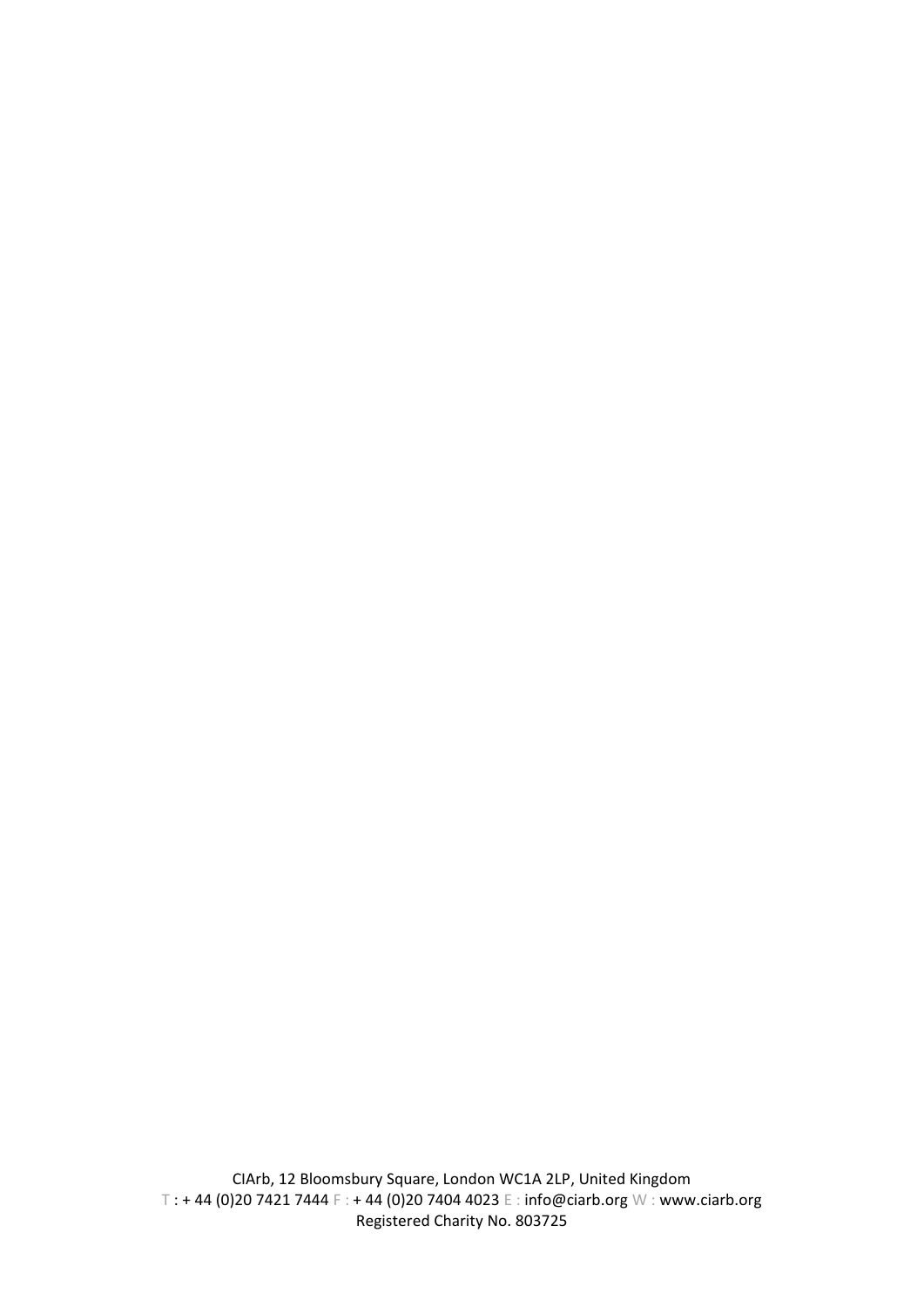CIArb, 12 Bloomsbury Square, London WC1A 2LP, United Kingdom
T : + 44 (0)20 7421 7444 F : + 44 (0)20 7404 4023 E : info@ciarb.org W : www.ciarb.org
Registered Charity No. 803725